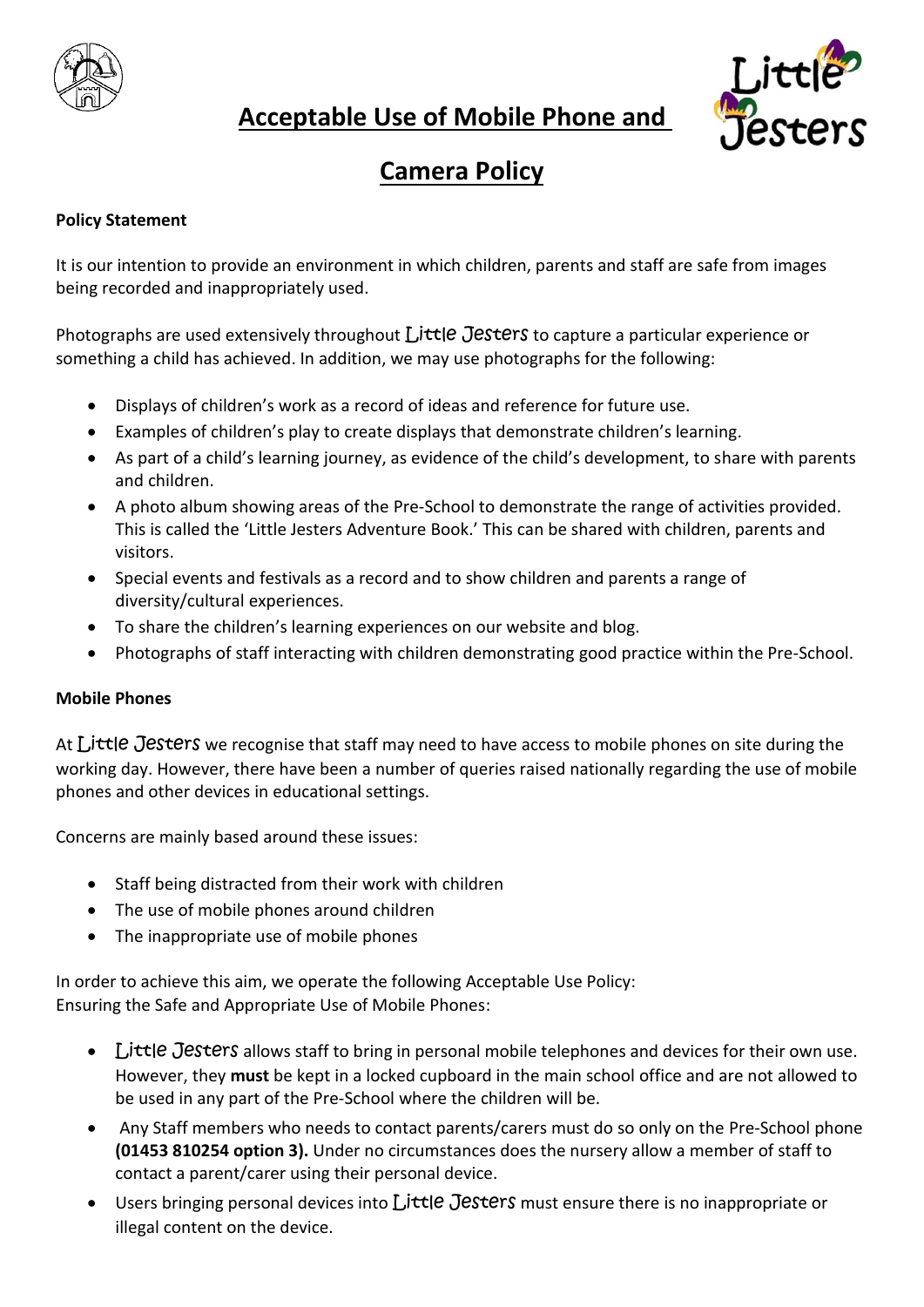# Acceptable Use of Mobile Phone and Camera Policy

**Policy Statement**

It is our intention to provide an environment in which children, parents and staff are safe from images being recorded and inappropriately used.

Photographs are used extensively throughout Little Jesters to capture a particular experience or something a child has achieved. In addition, we may use photographs for the following:

- Displays of children's work as a record of ideas and reference for future use.
- Examples of children's play to create displays that demonstrate children's learning.
- As part of a child's learning journey, as evidence of the child's development, to share with parents and children.
- A photo album showing areas of the Pre-School to demonstrate the range of activities provided. This is called the 'Little Jesters Adventure Book.' This can be shared with children, parents and visitors.
- Special events and festivals as a record and to show children and parents a range of diversity/cultural experiences.
- To share the children's learning experiences on our website and blog.
- Photographs of staff interacting with children demonstrating good practice within the Pre-School.

**Mobile Phones**

At Little Jesters we recognise that staff may need to have access to mobile phones on site during the working day. However, there have been a number of queries raised nationally regarding the use of mobile phones and other devices in educational settings.

Concerns are mainly based around these issues:

- Staff being distracted from their work with children
- The use of mobile phones around children
- The inappropriate use of mobile phones

In order to achieve this aim, we operate the following Acceptable Use Policy:
Ensuring the Safe and Appropriate Use of Mobile Phones:

- Little Jesters allows staff to bring in personal mobile telephones and devices for their own use. However, they **must** be kept in a locked cupboard in the main school office and are not allowed to be used in any part of the Pre-School where the children will be.
- Any Staff members who needs to contact parents/carers must do so only on the Pre-School phone **(01453 810254 option 3).** Under no circumstances does the nursery allow a member of staff to contact a parent/carer using their personal device.
- Users bringing personal devices into Little Jesters must ensure there is no inappropriate or illegal content on the device.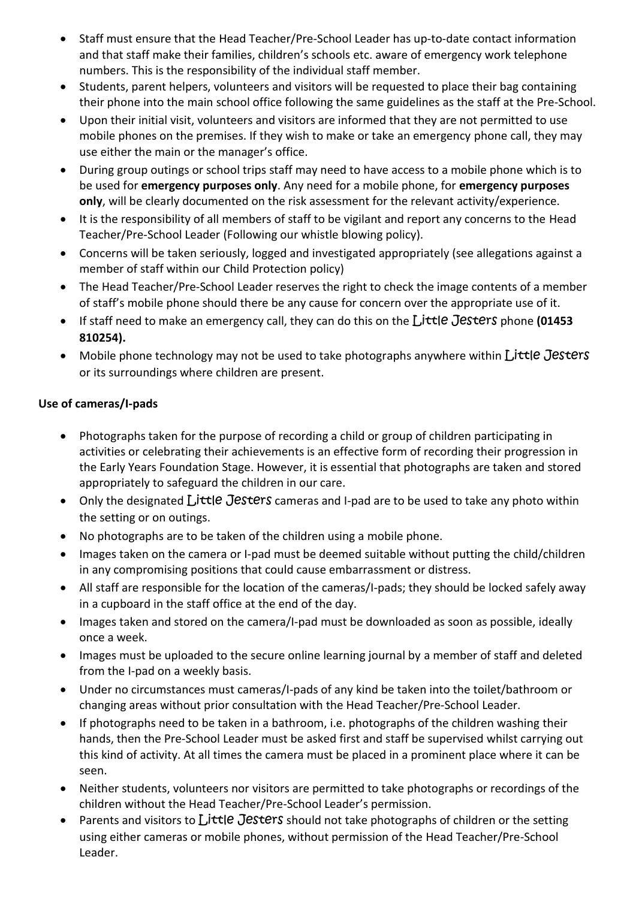- Staff must ensure that the Head Teacher/Pre-School Leader has up-to-date contact information and that staff make their families, children's schools etc. aware of emergency work telephone numbers. This is the responsibility of the individual staff member.
- Students, parent helpers, volunteers and visitors will be requested to place their bag containing their phone into the main school office following the same guidelines as the staff at the Pre-School.
- Upon their initial visit, volunteers and visitors are informed that they are not permitted to use mobile phones on the premises. If they wish to make or take an emergency phone call, they may use either the main or the manager's office.
- During group outings or school trips staff may need to have access to a mobile phone which is to be used for **emergency purposes only**. Any need for a mobile phone, for **emergency purposes only**, will be clearly documented on the risk assessment for the relevant activity/experience.
- It is the responsibility of all members of staff to be vigilant and report any concerns to the Head Teacher/Pre-School Leader (Following our whistle blowing policy).
- Concerns will be taken seriously, logged and investigated appropriately (see allegations against a member of staff within our Child Protection policy)
- The Head Teacher/Pre-School Leader reserves the right to check the image contents of a member of staff's mobile phone should there be any cause for concern over the appropriate use of it.
- If staff need to make an emergency call, they can do this on the Little Jesters phone **(01453 810254).**
- Mobile phone technology may not be used to take photographs anywhere within Little Jesters or its surroundings where children are present.

**Use of cameras/I-pads**

- Photographs taken for the purpose of recording a child or group of children participating in activities or celebrating their achievements is an effective form of recording their progression in the Early Years Foundation Stage. However, it is essential that photographs are taken and stored appropriately to safeguard the children in our care.
- Only the designated Little Jesters cameras and I-pad are to be used to take any photo within the setting or on outings.
- No photographs are to be taken of the children using a mobile phone.
- Images taken on the camera or I-pad must be deemed suitable without putting the child/children in any compromising positions that could cause embarrassment or distress.
- All staff are responsible for the location of the cameras/I-pads; they should be locked safely away in a cupboard in the staff office at the end of the day.
- Images taken and stored on the camera/I-pad must be downloaded as soon as possible, ideally once a week.
- Images must be uploaded to the secure online learning journal by a member of staff and deleted from the I-pad on a weekly basis.
- Under no circumstances must cameras/I-pads of any kind be taken into the toilet/bathroom or changing areas without prior consultation with the Head Teacher/Pre-School Leader.
- If photographs need to be taken in a bathroom, i.e. photographs of the children washing their hands, then the Pre-School Leader must be asked first and staff be supervised whilst carrying out this kind of activity. At all times the camera must be placed in a prominent place where it can be seen.
- Neither students, volunteers nor visitors are permitted to take photographs or recordings of the children without the Head Teacher/Pre-School Leader's permission.
- Parents and visitors to Little Jesters should not take photographs of children or the setting using either cameras or mobile phones, without permission of the Head Teacher/Pre-School Leader.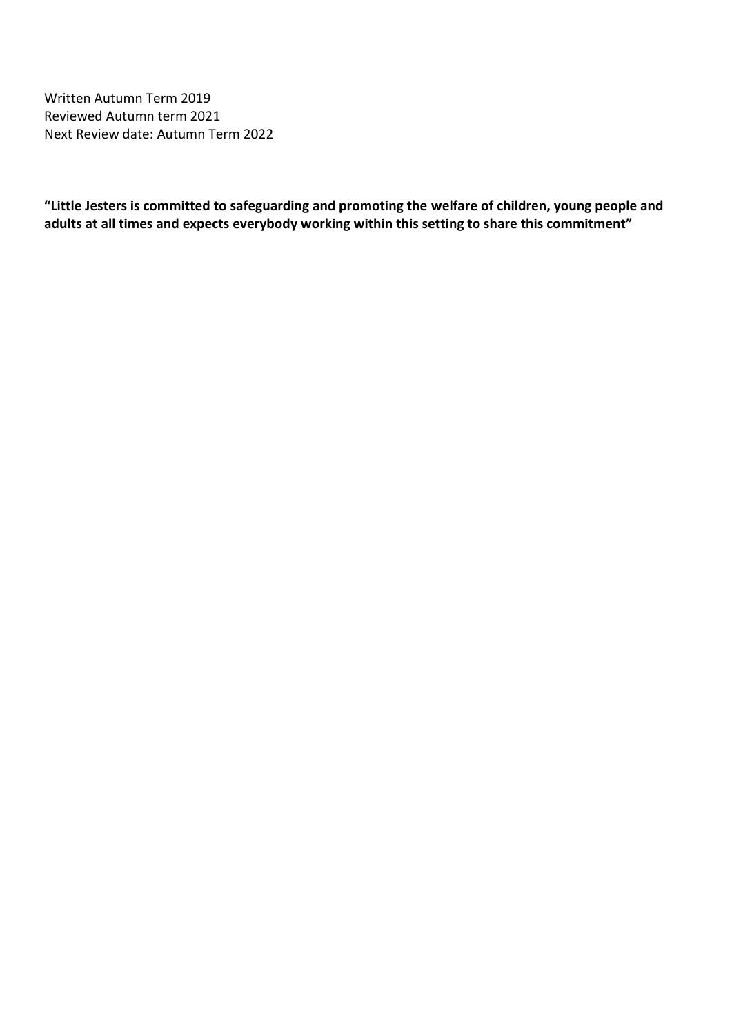Written Autumn Term 2019
Reviewed Autumn term 2021
Next Review date: Autumn Term 2022

**"Little Jesters is committed to safeguarding and promoting the welfare of children, young people and adults at all times and expects everybody working within this setting to share this commitment"**